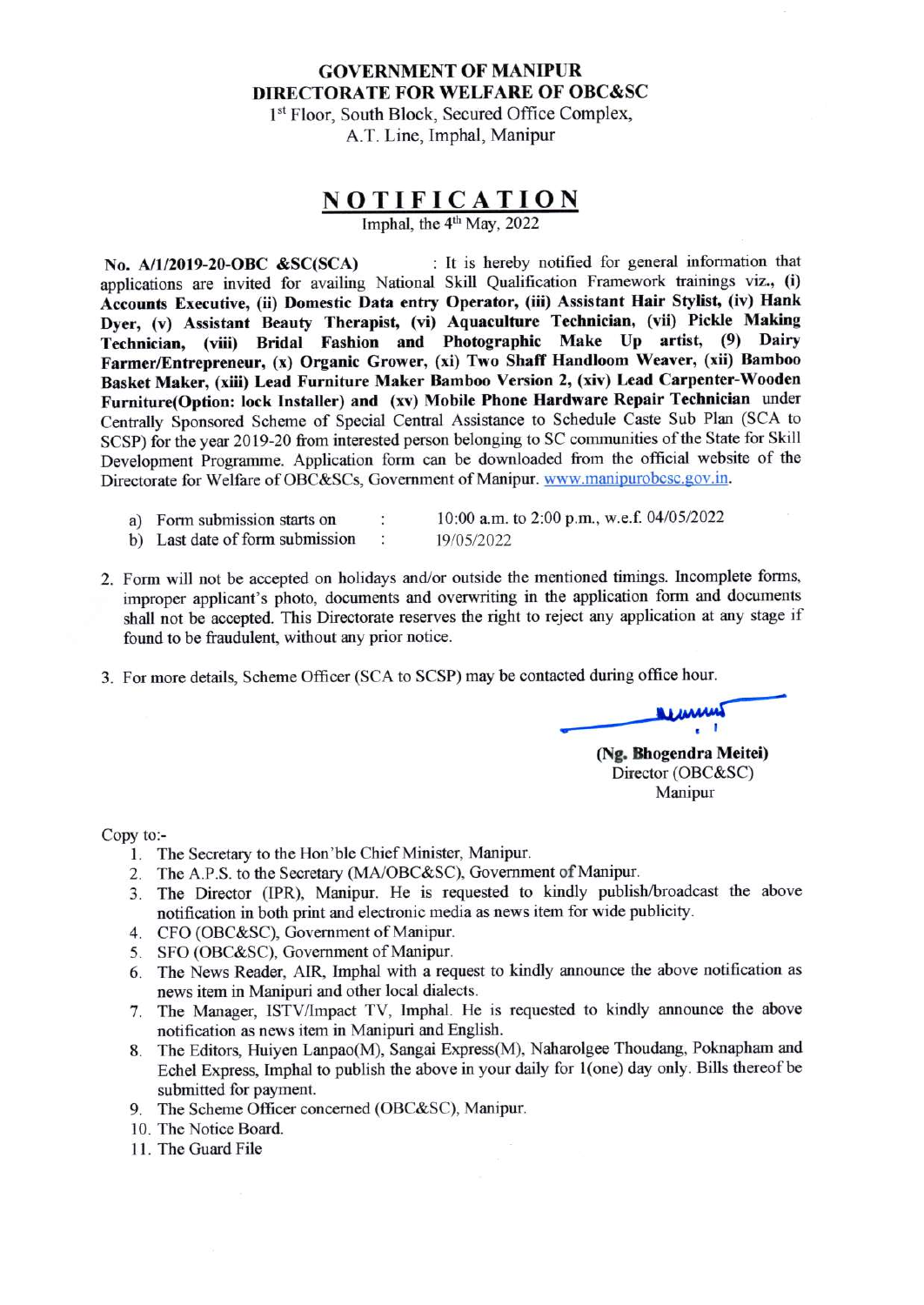**GOVERNMENT OF MANIPUR**
**DIRECTORATE FOR WELFARE OF OBC&SC**
1st Floor, South Block, Secured Office Complex,
A.T. Line, Imphal, Manipur

# NOTIFICATION

Imphal, the 4th May, 2022

**No. A/1/2019-20-OBC &SC(SCA)** : It is hereby notified for general information that applications are invited for availing National Skill Qualification Framework trainings viz., **(i) Accounts Executive, (ii) Domestic Data entry Operator, (iii) Assistant Hair Stylist, (iv) Hank Dyer, (v) Assistant Beauty Therapist, (vi) Aquaculture Technician, (vii) Pickle Making Technician, (viii) Bridal Fashion and Photographic Make Up artist, (9) Dairy Farmer/Entrepreneur, (x) Organic Grower, (xi) Two Shaff Handloom Weaver, (xii) Bamboo Basket Maker, (xiii) Lead Furniture Maker Bamboo Version 2, (xiv) Lead Carpenter-Wooden Furniture(Option: lock Installer) and (xv) Mobile Phone Hardware Repair Technician** under Centrally Sponsored Scheme of Special Central Assistance to Schedule Caste Sub Plan (SCA to SCSP) for the year 2019-20 from interested person belonging to SC communities of the State for Skill Development Programme. Application form can be downloaded from the official website of the Directorate for Welfare of OBC&SCs, Government of Manipur. www.manipurobcsc.gov.in.

a) Form submission starts on : 10:00 a.m. to 2:00 p.m., w.e.f. 04/05/2022
b) Last date of form submission : 19/05/2022

2. Form will not be accepted on holidays and/or outside the mentioned timings. Incomplete forms, improper applicant's photo, documents and overwriting in the application form and documents shall not be accepted. This Directorate reserves the right to reject any application at any stage if found to be fraudulent, without any prior notice.

3. For more details, Scheme Officer (SCA to SCSP) may be contacted during office hour.

**(Ng. Bhogendra Meitei)**
Director (OBC&SC)
Manipur

Copy to:-

1. The Secretary to the Hon'ble Chief Minister, Manipur.
2. The A.P.S. to the Secretary (MA/OBC&SC), Government of Manipur.
3. The Director (IPR), Manipur. He is requested to kindly publish/broadcast the above notification in both print and electronic media as news item for wide publicity.
4. CFO (OBC&SC), Government of Manipur.
5. SFO (OBC&SC), Government of Manipur.
6. The News Reader, AIR, Imphal with a request to kindly announce the above notification as news item in Manipuri and other local dialects.
7. The Manager, ISTV/Impact TV, Imphal. He is requested to kindly announce the above notification as news item in Manipuri and English.
8. The Editors, Huiyen Lanpao(M), Sangai Express(M), Naharolgee Thoudang, Poknapham and Echel Express, Imphal to publish the above in your daily for 1(one) day only. Bills thereof be submitted for payment.
9. The Scheme Officer concerned (OBC&SC), Manipur.
10. The Notice Board.
11. The Guard File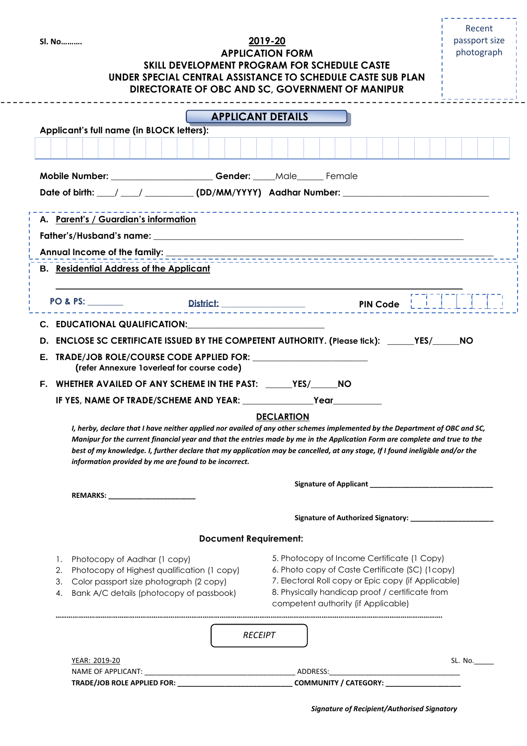**Sl. No……….**

Recent passport size photograph

# 2019-20
## APPLICATION FORM
## SKILL DEVELOPMENT PROGRAM FOR SCHEDULE CASTE
## UNDER SPECIAL CENTRAL ASSISTANCE TO SCHEDULE CASTE SUB PLAN
## DIRECTORATE OF OBC AND SC, GOVERNMENT OF MANIPUR

---

## APPLICANT DETAILS

**Applicant's full name (in BLOCK letters):**

| | | | | | | | | | | | | | | | | | | | | | | | | | | | | | |
|---|---|---|---|---|---|---|---|---|---|---|---|---|---|---|---|---|---|---|---|---|---|---|---|---|---|---|---|---|---|
| | | | | | | | | | | | | | | | | | | | | | | | | | | | | | |

**Mobile Number:** _____________________ **Gender:** _____Male______ Female

**Date of birth:** ____/ ____/ __________ **(DD/MM/YYYY)** **Aadhar Number:** ______________________________

**A. Parent's / Guardian's information**

**Father's/Husband's name:** ________________________________________________________________

**Annual Income of the family:** ________________________________________________________________

**B. Residential Address of the Applicant**

________________________________________________________________

**PO & PS:** ________ **District:** __________________ **PIN Code** | | | | | | |

**C. EDUCATIONAL QUALIFICATION:** ______________________________

**D. ENCLOSE SC CERTIFICATE ISSUED BY THE COMPETENT AUTHORITY. (Please tick):** ______**YES/**______**NO**

**E. TRADE/JOB ROLE/COURSE CODE APPLIED FOR:** ________________________

**(refer Annexure 1overleaf for course code)**

**F. WHETHER AVAILED OF ANY SCHEME IN THE PAST:** ______**YES/**______**NO**

**IF YES, NAME OF TRADE/SCHEME AND YEAR:** _______________**Year**__________

### DECLARTION

***I, herby, declare that I have neither applied nor availed of any other schemes implemented by the Department of OBC and SC, Manipur for the current financial year and that the entries made by me in the Application Form are complete and true to the best of my knowledge. I, further declare that my application may be cancelled, at any stage, If I found ineligible and/or the information provided by me are found to be incorrect.***

**Signature of Applicant** ________________________________

**REMARKS:** ______________________

**Signature of Authorized Signatory:** ____________________

### Document Requirement:

1. Photocopy of Aadhar (1 copy)
2. Photocopy of Highest qualification (1 copy)
3. Color passport size photograph (2 copy)
4. Bank A/C details (photocopy of passbook)
5. Photocopy of Income Certificate (1 Copy)
6. Photo copy of Caste Certificate (SC) (1copy)
7. Electoral Roll copy or Epic copy (if Applicable)
8. Physically handicap proof / certificate from competent authority (if Applicable)

…………………………………………………………………………………………………………………………………………

*RECEIPT*

YEAR: 2019-20 SL. No._____

NAME OF APPLICANT: ____________________________________ ADDRESS: ________________________________

**TRADE/JOB ROLE APPLIED FOR:** ____________________________ **COMMUNITY / CATEGORY:** __________________

***Signature of Recipient/Authorised Signatory***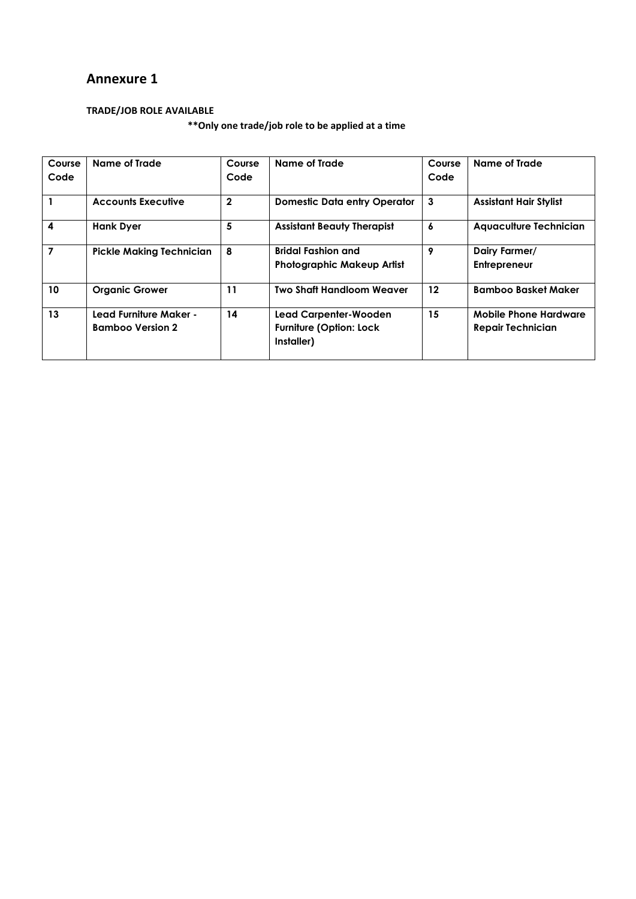# Annexure 1

**TRADE/JOB ROLE AVAILABLE**

**\*\*Only one trade/job role to be applied at a time**

| Course Code | Name of Trade | Course Code | Name of Trade | Course Code | Name of Trade |
|---|---|---|---|---|---|
| 1 | **Accounts Executive** | 2 | **Domestic Data entry Operator** | 3 | **Assistant Hair Stylist** |
| 4 | **Hank Dyer** | 5 | **Assistant Beauty Therapist** | 6 | **Aquaculture Technician** |
| 7 | **Pickle Making Technician** | 8 | **Bridal Fashion and Photographic Makeup Artist** | 9 | **Dairy Farmer/ Entrepreneur** |
| 10 | **Organic Grower** | 11 | **Two Shaft Handloom Weaver** | 12 | **Bamboo Basket Maker** |
| 13 | **Lead Furniture Maker - Bamboo Version 2** | 14 | **Lead Carpenter-Wooden Furniture (Option: Lock Installer)** | 15 | **Mobile Phone Hardware Repair Technician** |